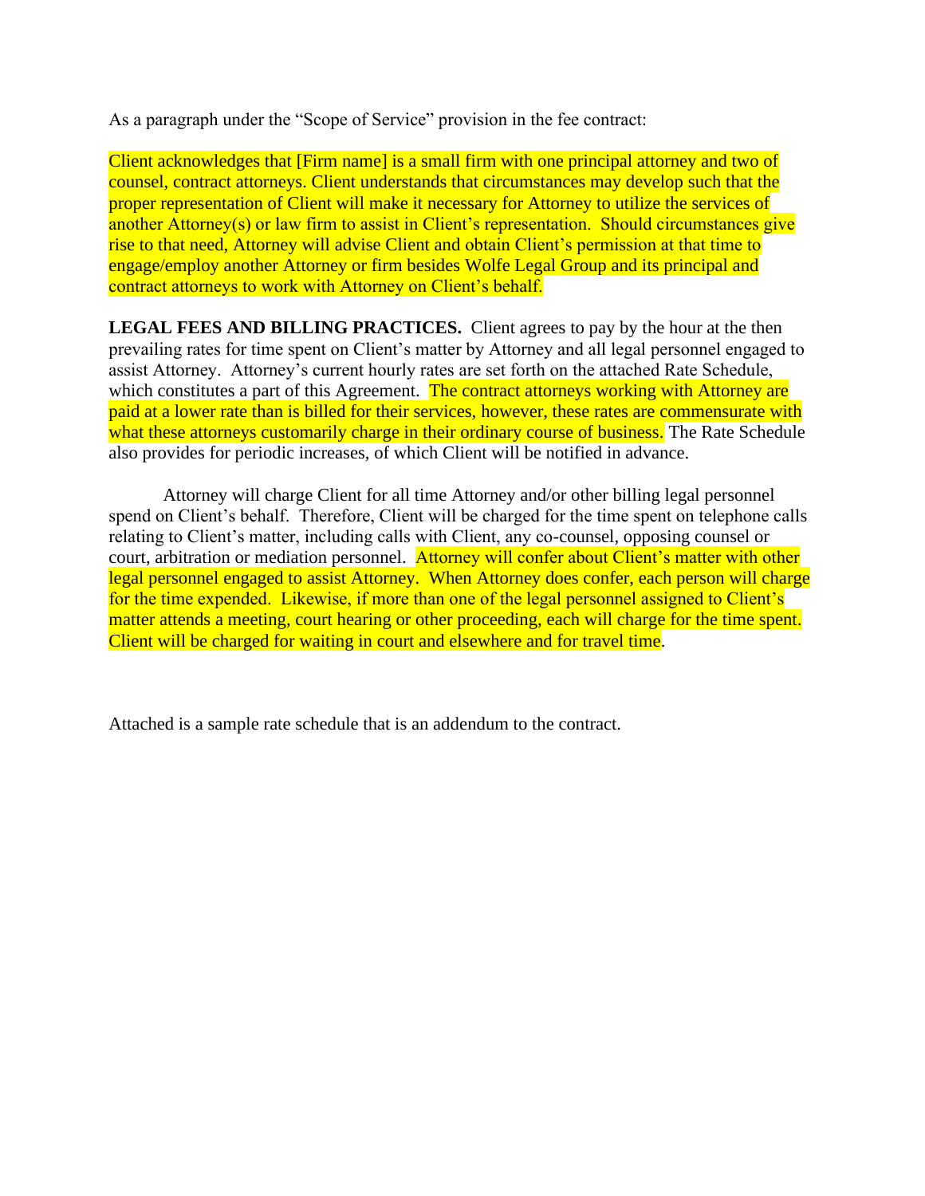As a paragraph under the "Scope of Service" provision in the fee contract:

Client acknowledges that [Firm name] is a small firm with one principal attorney and two of counsel, contract attorneys. Client understands that circumstances may develop such that the proper representation of Client will make it necessary for Attorney to utilize the services of another Attorney(s) or law firm to assist in Client's representation. Should circumstances give rise to that need, Attorney will advise Client and obtain Client's permission at that time to engage/employ another Attorney or firm besides Wolfe Legal Group and its principal and contract attorneys to work with Attorney on Client's behalf.

**LEGAL FEES AND BILLING PRACTICES.** Client agrees to pay by the hour at the then prevailing rates for time spent on Client's matter by Attorney and all legal personnel engaged to assist Attorney. Attorney's current hourly rates are set forth on the attached Rate Schedule, which constitutes a part of this Agreement. The contract attorneys working with Attorney are paid at a lower rate than is billed for their services, however, these rates are commensurate with what these attorneys customarily charge in their ordinary course of business. The Rate Schedule also provides for periodic increases, of which Client will be notified in advance.

Attorney will charge Client for all time Attorney and/or other billing legal personnel spend on Client's behalf. Therefore, Client will be charged for the time spent on telephone calls relating to Client's matter, including calls with Client, any co-counsel, opposing counsel or court, arbitration or mediation personnel. Attorney will confer about Client's matter with other legal personnel engaged to assist Attorney. When Attorney does confer, each person will charge for the time expended. Likewise, if more than one of the legal personnel assigned to Client's matter attends a meeting, court hearing or other proceeding, each will charge for the time spent. Client will be charged for waiting in court and elsewhere and for travel time.

Attached is a sample rate schedule that is an addendum to the contract.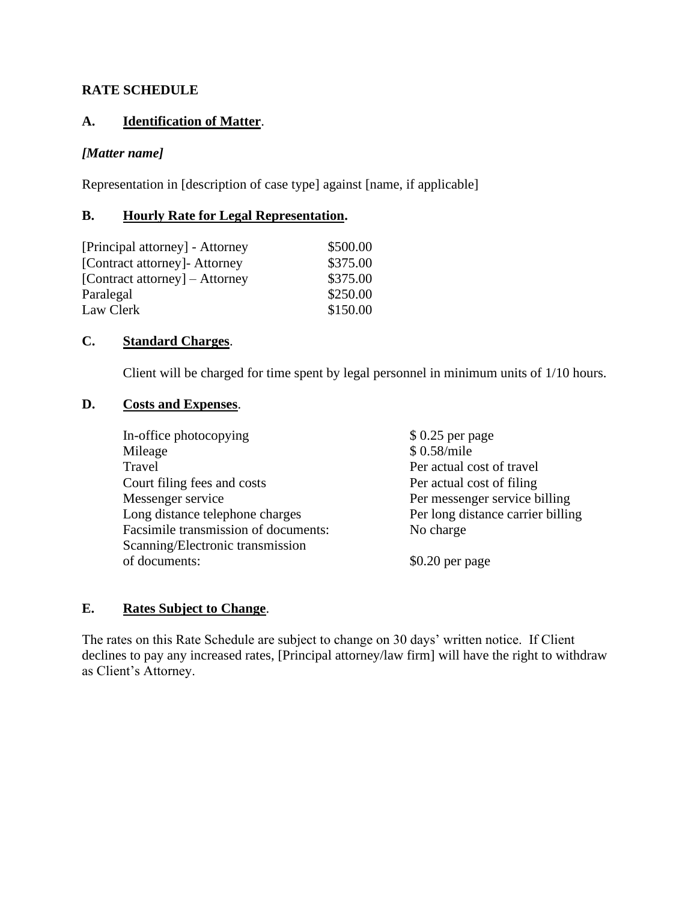**RATE SCHEDULE**

**A. Identification of Matter.**

***[Matter name]***

Representation in [description of case type] against [name, if applicable]

**B. Hourly Rate for Legal Representation.**

| | |
|---|---|
| [Principal attorney] - Attorney | \$500.00 |
| [Contract attorney]- Attorney | \$375.00 |
| [Contract attorney] – Attorney | \$375.00 |
| Paralegal | \$250.00 |
| Law Clerk | \$150.00 |

**C. Standard Charges.**

Client will be charged for time spent by legal personnel in minimum units of 1/10 hours.

**D. Costs and Expenses.**

| | |
|---|---|
| In-office photocopying | \$ 0.25 per page |
| Mileage | \$ 0.58/mile |
| Travel | Per actual cost of travel |
| Court filing fees and costs | Per actual cost of filing |
| Messenger service | Per messenger service billing |
| Long distance telephone charges | Per long distance carrier billing |
| Facsimile transmission of documents: | No charge |
| Scanning/Electronic transmission of documents: | \$0.20 per page |

**E. Rates Subject to Change.**

The rates on this Rate Schedule are subject to change on 30 days' written notice. If Client declines to pay any increased rates, [Principal attorney/law firm] will have the right to withdraw as Client's Attorney.